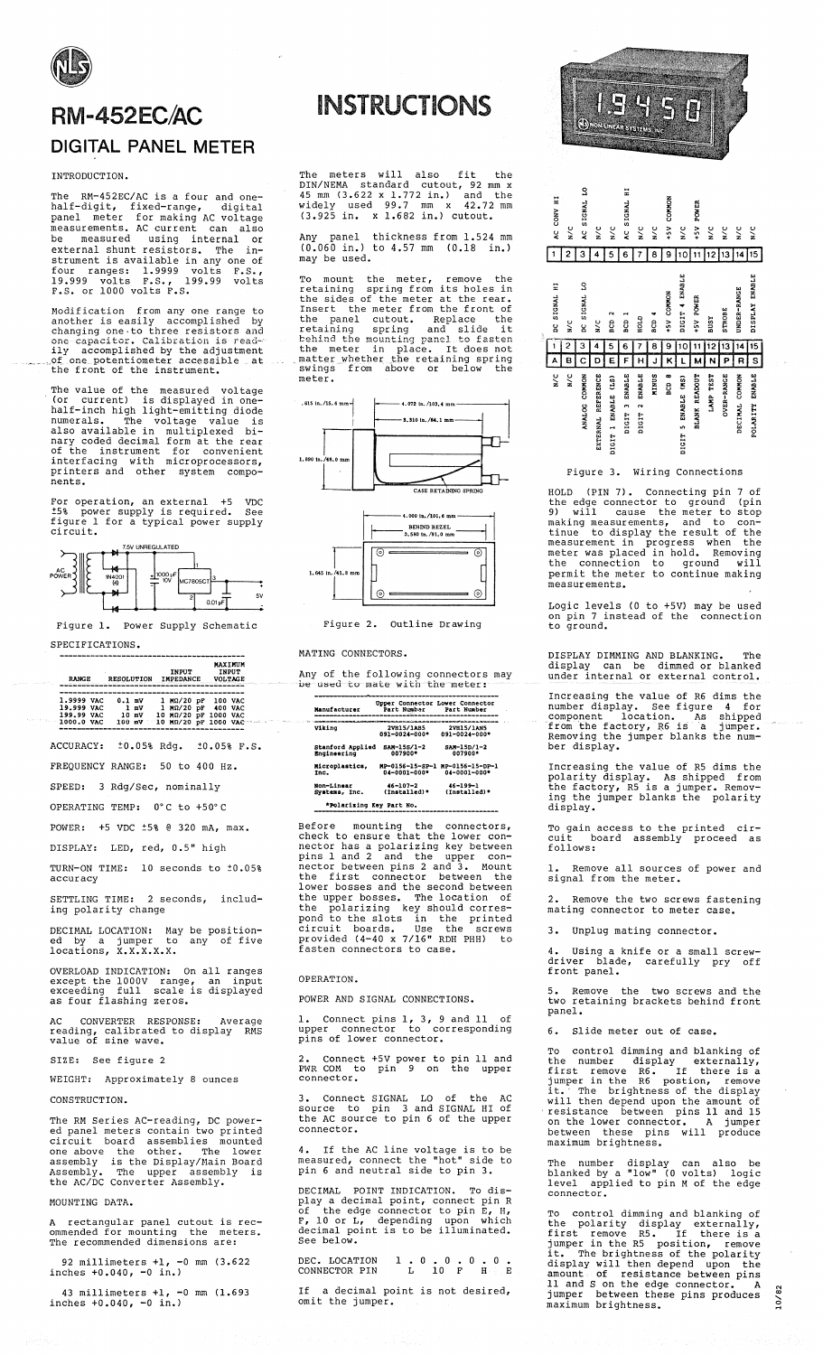# RM-452EC/AC

## DIGITAL PANEL METER

# INSTRUCTIONS

### INTRODUCTION.

The RM-452EC/AC is a four and one-half-digit, fixed-range, digital panel meter for making AC voltage measurements. AC current can also be measured using internal or external shunt resistors. The instrument is available in any one of four ranges: 1.9999 volts F.S., 19.999 volts F.S., 199.99 volts F.S. or 1000 volts F.S.

Modification from any one range to another is easily accomplished by changing one to three resistors and one capacitor. Calibration is readily accomplished by the adjustment of one potentiometer accessible at the front of the instrument.

The value of the measured voltage (or current) is displayed in one-half-inch high light-emitting diode numerals. The voltage value is also available in multiplexed binary coded decimal form at the rear of the instrument for convenient interfacing with microprocessors, printers and other system components.

For operation, an external +5 VDC ±5% power supply is required. See figure 1 for a typical power supply circuit.

Figure 1. Power Supply Schematic

### SPECIFICATIONS.

| RANGE | RESOLUTION | INPUT IMPEDANCE | MAXIMUM INPUT VOLTAGE |
|---|---|---|---|
| 1.9999 VAC | 0.1 mV | 1 MΩ/20 pF | 100 VAC |
| 19.999 VAC | 1 mV | 1 MΩ/20 pF | 400 VAC |
| 199.99 VAC | 10 mV | 10 MΩ/20 pF | 1000 VAC |
| 1000.0 VAC | 100 mV | 10 MΩ/20 pF | 1000 VAC |

ACCURACY: ±0.05% Rdg. ±0.05% F.S.

FREQUENCY RANGE: 50 to 400 Hz.

SPEED: 3 Rdg/Sec, nominally

OPERATING TEMP: 0°C to +50°C

POWER: +5 VDC ±5% @ 320 mA, max.

DISPLAY: LED, red, 0.5" high

TURN-ON TIME: 10 seconds to ±0.05% accuracy

SETTLING TIME: 2 seconds, including polarity change

DECIMAL LOCATION: May be positioned by a jumper to any of five locations, X.X.X.X.X.

OVERLOAD INDICATION: On all ranges except the 1000V range, an input exceeding full scale is displayed as four flashing zeros.

AC CONVERTER RESPONSE: Average reading, calibrated to display RMS value of sine wave.

SIZE: See figure 2

WEIGHT: Approximately 8 ounces

### CONSTRUCTION.

The RM Series AC-reading, DC powered panel meters contain two printed circuit board assemblies mounted one above the other. The lower assembly is the Display/Main Board Assembly. The upper assembly is the AC/DC Converter Assembly.

### MOUNTING DATA.

A rectangular panel cutout is recommended for mounting the meters. The recommended dimensions are:

92 millimeters +1, -0 mm (3.622 inches +0.040, -0 in.)

43 millimeters +1, -0 mm (1.693 inches +0.040, -0 in.)

The meters will also fit the DIN/NEMA standard cutout, 92 mm x 45 mm (3.622 x 1.772 in.) and the widely used 99.7 mm x 42.72 mm (3.925 in. x 1.682 in.) cutout.

Any panel thickness from 1.524 mm (0.060 in.) to 4.57 mm (0.18 in.) may be used.

To mount the meter, remove the retaining spring from its holes in the sides of the meter at the rear. Insert the meter from the front of the panel cutout. Replace the retaining spring and slide it behind the mounting panel to fasten the meter in place. It does not matter whether the retaining spring swings from above or below the meter.

Figure 2. Outline Drawing

### MATING CONNECTORS.

Any of the following connectors may be used to mate with the meter:

| Manufacturer | Upper Connector Part Number | Lower Connector Part Number |
|---|---|---|
| Viking | 2VH15/1AB5<br>091-0024-000* | 2VH15/1AB5<br>091-0024-000* |
| Stanford Applied Engineering | SAM-15S/1-2<br>007900* | SAM-15D/1-2<br>007900* |
| Microplastics, Inc. | MP-0156-15-SP-1<br>04-0001-000* | MP-0156-15-DP-1<br>04-0001-000* |
| Non-Linear Systems, Inc. | 46-107-2<br>(Installed)* | 46-199-1<br>(Installed)* |

*Polarizing Key Part No.

Before mounting the connectors, check to ensure that the lower connector has a polarizing key between pins 1 and 2 and the upper connector between pins 2 and 3. Mount the first connector between the lower bosses and the second between the upper bosses. The location of the polarizing key should correspond to the slots in the printed circuit boards. Use the screws provided (4-40 x 7/16" RDH PHH) to fasten connectors to case.

### OPERATION.

POWER AND SIGNAL CONNECTIONS.

1. Connect pins 1, 3, 9 and 11 of upper connector to corresponding pins of lower connector.
2. Connect +5V power to pin 11 and PWR COM to pin 9 on the upper connector.
3. Connect SIGNAL LO of the AC source to pin 3 and SIGNAL HI of the AC source to pin 6 of the upper connector.
4. If the AC line voltage is to be measured, connect the "hot" side to pin 6 and neutral side to pin 3.

DECIMAL POINT INDICATION. To display a decimal point, connect pin R of the edge connector to pin E, H, F, 10 or L, depending upon which decimal point is to be illuminated. See below.

| DEC. LOCATION | 1 . | 0 . | 0 . | 0 . | 0 . |
|---|---|---|---|---|---|
| CONNECTOR PIN | L | 10 | F | H | E |

If a decimal point is not desired, omit the jumper.

Upper connector:

| 1 | 2 | 3 | 4 | 5 | 6 | 7 | 8 | 9 | 10 | 11 | 12 | 13 | 14 | 15 |
|---|---|---|---|---|---|---|---|---|---|---|---|---|---|---|
| AC CONV HI | N/C | AC SIGNAL LO | N/C | N/C | AC SIGNAL HI | N/C | N/C | +5V COMMON | N/C | +5V POWER | N/C | N/C | N/C | N/C |

Lower connector:

| 1 | 2 | 3 | 4 | 5 | 6 | 7 | 8 | 9 | 10 | 11 | 12 | 13 | 14 | 15 |
|---|---|---|---|---|---|---|---|---|---|---|---|---|---|---|
| DC SIGNAL HI | N/C | DC SIGNAL LO | N/C | BCD 2 | BCD 1 | HOLD | N/C | +5V COMMON | DIGIT 4 ENABLE | +5V POWER | BUSY | STROBE | UNDER-RANGE | DISPLAY ENABLE |
| **A** | **B** | **C** | **D** | **E** | **F** | **H** | **J** | **K** | **L** | **M** | **N** | **P** | **R** | **S** |
| N/C | N/C | ANALOG COMMON | EXTERNAL REFERENCE | DIGIT 1 ENABLE (LS) | DIGIT 3 ENABLE | DIGIT 2 ENABLE | MINUS | BCD 8 | DIGIT 5 ENABLE (MS) | BLANK READOUT | LAMP TEST | OVER-RANGE | DECIMAL COMMON | POLARITY ENABLE |

Figure 3. Wiring Connections

HOLD (PIN 7). Connecting pin 7 of the edge connector to ground (pin 9) will cause the meter to stop making measurements, and to continue to display the result of the measurement in progress when the meter was placed in hold. Removing the connection to ground will permit the meter to continue making measurements.

Logic levels (0 to +5V) may be used on pin 7 instead of the connection to ground.

DISPLAY DIMMING AND BLANKING. The display can be dimmed or blanked under internal or external control.

Increasing the value of R6 dims the number display. See figure 4 for component location. As shipped from the factory, R6 is a jumper. Removing the jumper blanks the number display.

Increasing the value of R5 dims the polarity display. As shipped from the factory, R5 is a jumper. Removing the jumper blanks the polarity display.

To gain access to the printed circuit board assembly proceed as follows:

1. Remove all sources of power and signal from the meter.
2. Remove the two screws fastening mating connector to meter case.
3. Unplug mating connector.
4. Using a knife or a small screwdriver blade, carefully pry off front panel.
5. Remove the two screws and the two retaining brackets behind front panel.
6. Slide meter out of case.

To control dimming and blanking of the number display externally, first remove R6. If there is a jumper in the R6 postion, remove it. The brightness of the display will then depend upon the amount of resistance between pins 11 and 15 on the lower connector. A jumper between these pins will produce maximum brightness.

The number display can also be blanked by a "low" (0 volts) logic level applied to pin M of the edge connector.

To control dimming and blanking of the polarity display externally, first remove R5. If there is a jumper in the R5 position, remove it. The brightness of the polarity display will then depend upon the amount of resistance between pins 11 and S on the edge connector. A jumper between these pins produces maximum brightness.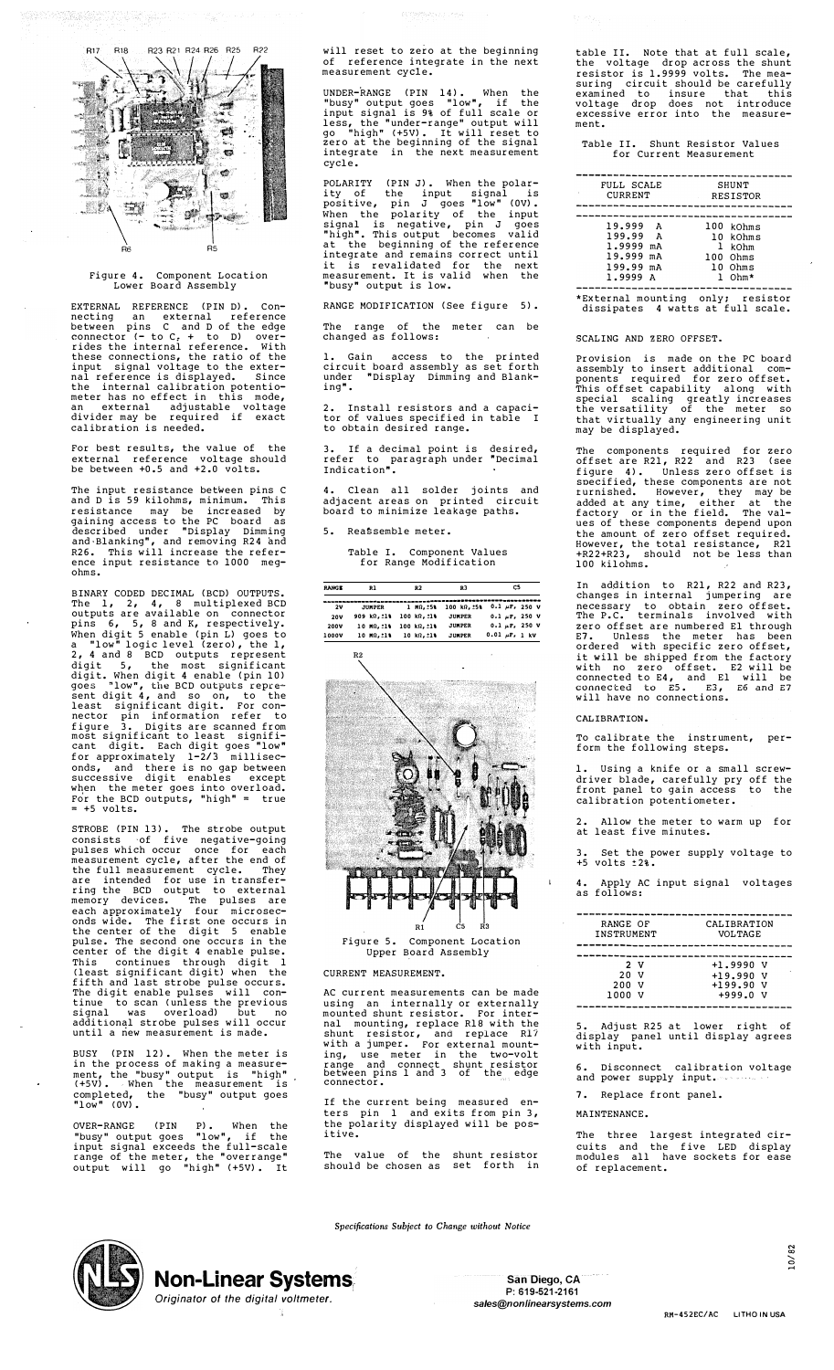R17 R18 R23 R21 R24 R26 R25 R22

R6 R5

Figure 4. Component Location Lower Board Assembly

EXTERNAL REFERENCE (PIN D). Connecting an external reference between pins C and D of the edge connector (- to C, + to D) overrides the internal reference. With these connections, the ratio of the input signal voltage to the external reference is displayed. Since the internal calibration potentiometer has no effect in this mode, an external adjustable voltage divider may be required if exact calibration is needed.

For best results, the value of the external reference voltage should be between +0.5 and +2.0 volts.

The input resistance between pins C and D is 59 kilohms, minimum. This resistance may be increased by gaining access to the PC board as described under "Display Dimming and Blanking", and removing R24 and R26. This will increase the reference input resistance to 1000 megohms.

BINARY CODED DECIMAL (BCD) OUTPUTS. The 1, 2, 4, 8 multiplexed BCD outputs are available on connector pins 6, 5, 8 and K, respectively. When digit 5 enable (pin L) goes to a "low" logic level (zero), the 1, 2, 4 and 8 BCD outputs represent digit 5, the most significant digit. When digit 4 enable (pin 10) goes "low", the BCD outputs represent digit 4, and so on, to the least significant digit. For connector pin information refer to figure 3. Digits are scanned from most significant to least significant digit. Each digit goes "low" for approximately 1-2/3 milliseconds, and there is no gap between successive digit enables except when the meter goes into overload. For the BCD outputs, "high" = true = +5 volts.

STROBE (PIN 13). The strobe output consists of five negative-going pulses which occur once for each measurement cycle, after the end of the full measurement cycle. They are intended for use in transferring the BCD output to external memory devices. The pulses are each approximately four microseconds wide. The first one occurs in the center of the digit 5 enable pulse. The second one occurs in the center of the digit 4 enable pulse. This continues through digit 1 (least significant digit) when the fifth and last strobe pulse occurs. The digit enable pulses will continue to scan (unless the previous signal was overload) but no additional strobe pulses will occur until a new measurement is made.

BUSY (PIN 12). When the meter is in the process of making a measurement, the "busy" output is "high" (+5V). When the measurement is completed, the "busy" output goes "low" (0V).

OVER-RANGE (PIN P). When the "busy" output goes "low", if the input signal exceeds the full-scale range of the meter, the "overrange" output will go "high" (+5V). It will reset to zero at the beginning of reference integrate in the next measurement cycle.

UNDER-RANGE (PIN 14). When the "busy" output goes "low", if the input signal is 9% of full scale or less, the "under-range" output will go "high" (+5V). It will reset to zero at the beginning of the signal integrate in the next measurement cycle.

POLARITY (PIN J). When the polarity of the input signal is positive, pin J goes "low" (0V). When the polarity of the input signal is negative, pin J goes "high". This output becomes valid at the beginning of the reference integrate and remains correct until it is revalidated for the next measurement. It is valid when the "busy" output is low.

RANGE MODIFICATION (See figure 5).

The range of the meter can be changed as follows:

1. Gain access to the printed circuit board assembly as set forth under "Display Dimming and Blanking".

2. Install resistors and a capacitor of values specified in table I to obtain desired range.

3. If a decimal point is desired, refer to paragraph under "Decimal Indication".

4. Clean all solder joints and adjacent areas on printed circuit board to minimize leakage paths.

5. Reassemble meter.

Table I. Component Values for Range Modification

| RANGE | R1 | R2 | R3 | C5 |
|---|---|---|---|---|
| 2V | JUMPER | 1 MΩ,±5% | 100 kΩ,±5% | 0.1 µF, 250 V |
| 20V | 909 kΩ,±1% | 100 kΩ,±1% | JUMPER | 0.1 µF, 250 V |
| 200V | 10 MΩ,±1% | 100 kΩ,±1% | JUMPER | 0.1 µF, 250 V |
| 1000V | 10 MΩ,±1% | 10 kΩ,±1% | JUMPER | 0.01 µF, 1 kV |

R2

R1 C5 R3

Figure 5. Component Location Upper Board Assembly

CURRENT MEASUREMENT.

AC current measurements can be made using an internally or externally mounted shunt resistor. For internal mounting, replace R18 with the shunt resistor, and replace R17 with a jumper. For external mounting, use meter in the two-volt range and connect shunt resistor between pins 1 and 3 of the edge connector.

If the current being measured enters pin 1 and exits from pin 3, the polarity displayed will be positive.

The value of the shunt resistor should be chosen as set forth in table II. Note that at full scale, the voltage drop across the shunt resistor is 1.9999 volts. The measuring circuit should be carefully examined to insure that this voltage drop does not introduce excessive error into the measurement.

Table II. Shunt Resistor Values for Current Measurement

| FULL SCALE CURRENT | SHUNT RESISTOR |
|---|---|
| 19.999 A | 100 kOhms |
| 199.99 A | 10 kOhms |
| 1.9999 mA | 1 kOhm |
| 19.999 mA | 100 Ohms |
| 199.99 mA | 10 Ohms |
| 1.9999 A | 1 Ohm* |

*External mounting only; resistor dissipates 4 watts at full scale.

SCALING AND ZERO OFFSET.

Provision is made on the PC board assembly to insert additional components required for zero offset. This offset capability along with special scaling greatly increases the versatility of the meter so that virtually any engineering unit may be displayed.

The components required for zero offset are R21, R22 and R23 (see figure 4). Unless zero offset is specified, these components are not furnished. However, they may be added at any time, either at the factory or in the field. The values of these components depend upon the amount of zero offset required. However, the total resistance, R21 +R22+R23, should not be less than 100 kilohms.

In addition to R21, R22 and R23, changes in internal jumpering are necessary to obtain zero offset. The P.C. terminals involved with zero offset are numbered E1 through E7. Unless the meter has been ordered with specific zero offset, it will be shipped from the factory with no zero offset. E2 will be connected to E4, and E1 will be connected to E5. E3, E6 and E7 will have no connections.

CALIBRATION.

To calibrate the instrument, perform the following steps.

1. Using a knife or a small screwdriver blade, carefully pry off the front panel to gain access to the calibration potentiometer.

2. Allow the meter to warm up for at least five minutes.

3. Set the power supply voltage to +5 volts ±2%.

4. Apply AC input signal voltages as follows:

| RANGE OF INSTRUMENT | CALIBRATION VOLTAGE |
|---|---|
| 2 V | +1.9990 V |
| 20 V | +19.990 V |
| 200 V | +199.90 V |
| 1000 V | +999.0 V |

5. Adjust R25 at lower right of display panel until display agrees with input.

6. Disconnect calibration voltage and power supply input.

7. Replace front panel.

MAINTENANCE.

The three largest integrated circuits and the five LED display modules all have sockets for ease of replacement.

*Specifications Subject to Change without Notice*

**Non-Linear Systems**
*Originator of the digital voltmeter.*

San Diego, CA
P: 619-521-2161
sales@nonlinearsystems.com

10/82

RM-452EC/AC LITHO IN USA